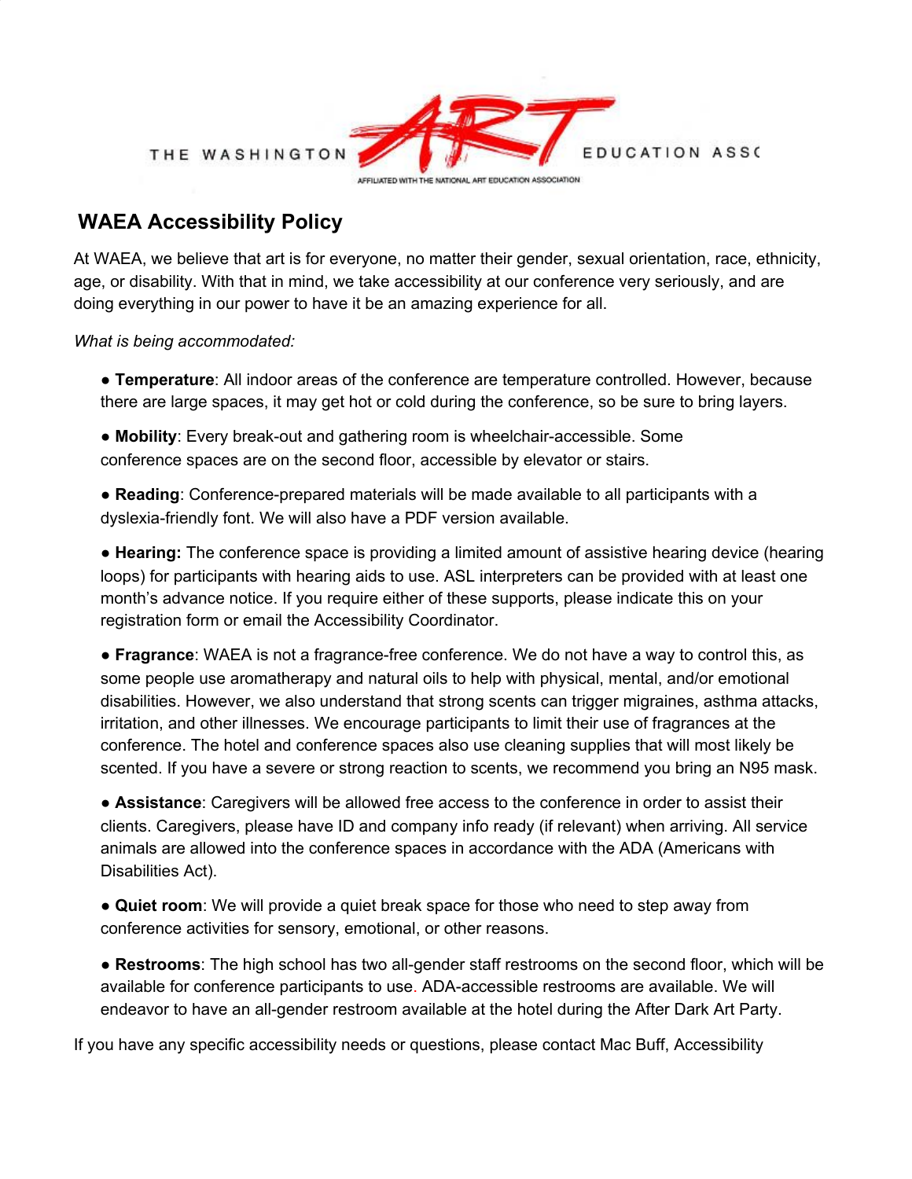THE WASHINGTON ART EDUCATION ASSOCIATION

AFFILIATED WITH THE NATIONAL ART EDUCATION ASSOCIATION

## WAEA Accessibility Policy

At WAEA, we believe that art is for everyone, no matter their gender, sexual orientation, race, ethnicity, age, or disability. With that in mind, we take accessibility at our conference very seriously, and are doing everything in our power to have it be an amazing experience for all.

*What is being accommodated:*

- **Temperature**: All indoor areas of the conference are temperature controlled. However, because there are large spaces, it may get hot or cold during the conference, so be sure to bring layers.
- **Mobility**: Every break-out and gathering room is wheelchair-accessible. Some conference spaces are on the second floor, accessible by elevator or stairs.
- **Reading**: Conference-prepared materials will be made available to all participants with a dyslexia-friendly font. We will also have a PDF version available.
- **Hearing:** The conference space is providing a limited amount of assistive hearing device (hearing loops) for participants with hearing aids to use. ASL interpreters can be provided with at least one month's advance notice. If you require either of these supports, please indicate this on your registration form or email the Accessibility Coordinator.
- **Fragrance**: WAEA is not a fragrance-free conference. We do not have a way to control this, as some people use aromatherapy and natural oils to help with physical, mental, and/or emotional disabilities. However, we also understand that strong scents can trigger migraines, asthma attacks, irritation, and other illnesses. We encourage participants to limit their use of fragrances at the conference. The hotel and conference spaces also use cleaning supplies that will most likely be scented. If you have a severe or strong reaction to scents, we recommend you bring an N95 mask.
- **Assistance**: Caregivers will be allowed free access to the conference in order to assist their clients. Caregivers, please have ID and company info ready (if relevant) when arriving. All service animals are allowed into the conference spaces in accordance with the ADA (Americans with Disabilities Act).
- **Quiet room**: We will provide a quiet break space for those who need to step away from conference activities for sensory, emotional, or other reasons.
- **Restrooms**: The high school has two all-gender staff restrooms on the second floor, which will be available for conference participants to use. ADA-accessible restrooms are available. We will endeavor to have an all-gender restroom available at the hotel during the After Dark Art Party.

If you have any specific accessibility needs or questions, please contact Mac Buff, Accessibility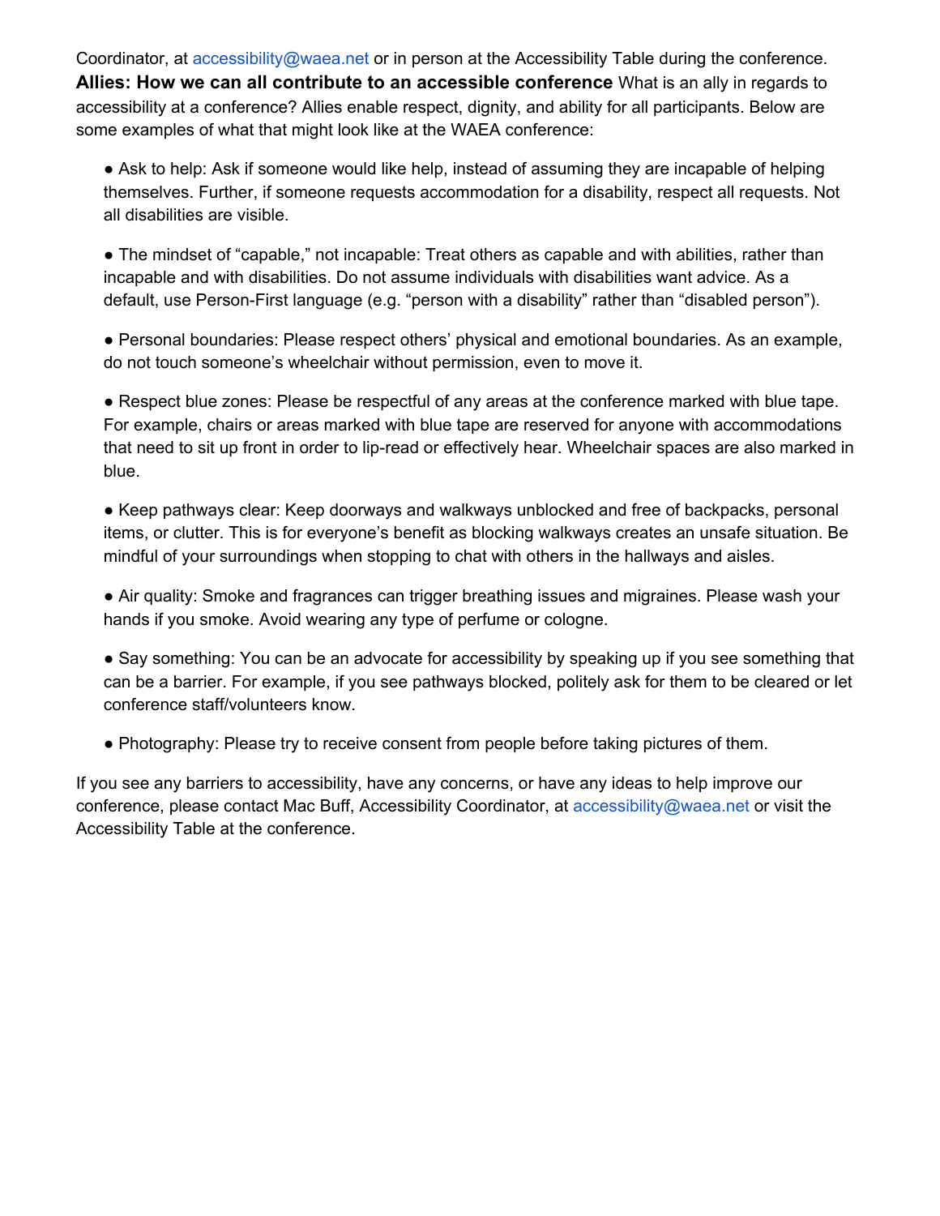Coordinator, at accessibility@waea.net or in person at the Accessibility Table during the conference. **Allies: How we can all contribute to an accessible conference** What is an ally in regards to accessibility at a conference? Allies enable respect, dignity, and ability for all participants. Below are some examples of what that might look like at the WAEA conference:

- Ask to help: Ask if someone would like help, instead of assuming they are incapable of helping themselves. Further, if someone requests accommodation for a disability, respect all requests. Not all disabilities are visible.

- The mindset of "capable," not incapable: Treat others as capable and with abilities, rather than incapable and with disabilities. Do not assume individuals with disabilities want advice. As a default, use Person-First language (e.g. "person with a disability" rather than "disabled person").

- Personal boundaries: Please respect others' physical and emotional boundaries. As an example, do not touch someone's wheelchair without permission, even to move it.

- Respect blue zones: Please be respectful of any areas at the conference marked with blue tape. For example, chairs or areas marked with blue tape are reserved for anyone with accommodations that need to sit up front in order to lip-read or effectively hear. Wheelchair spaces are also marked in blue.

- Keep pathways clear: Keep doorways and walkways unblocked and free of backpacks, personal items, or clutter. This is for everyone's benefit as blocking walkways creates an unsafe situation. Be mindful of your surroundings when stopping to chat with others in the hallways and aisles.

- Air quality: Smoke and fragrances can trigger breathing issues and migraines. Please wash your hands if you smoke. Avoid wearing any type of perfume or cologne.

- Say something: You can be an advocate for accessibility by speaking up if you see something that can be a barrier. For example, if you see pathways blocked, politely ask for them to be cleared or let conference staff/volunteers know.

- Photography: Please try to receive consent from people before taking pictures of them.

If you see any barriers to accessibility, have any concerns, or have any ideas to help improve our conference, please contact Mac Buff, Accessibility Coordinator, at accessibility@waea.net or visit the Accessibility Table at the conference.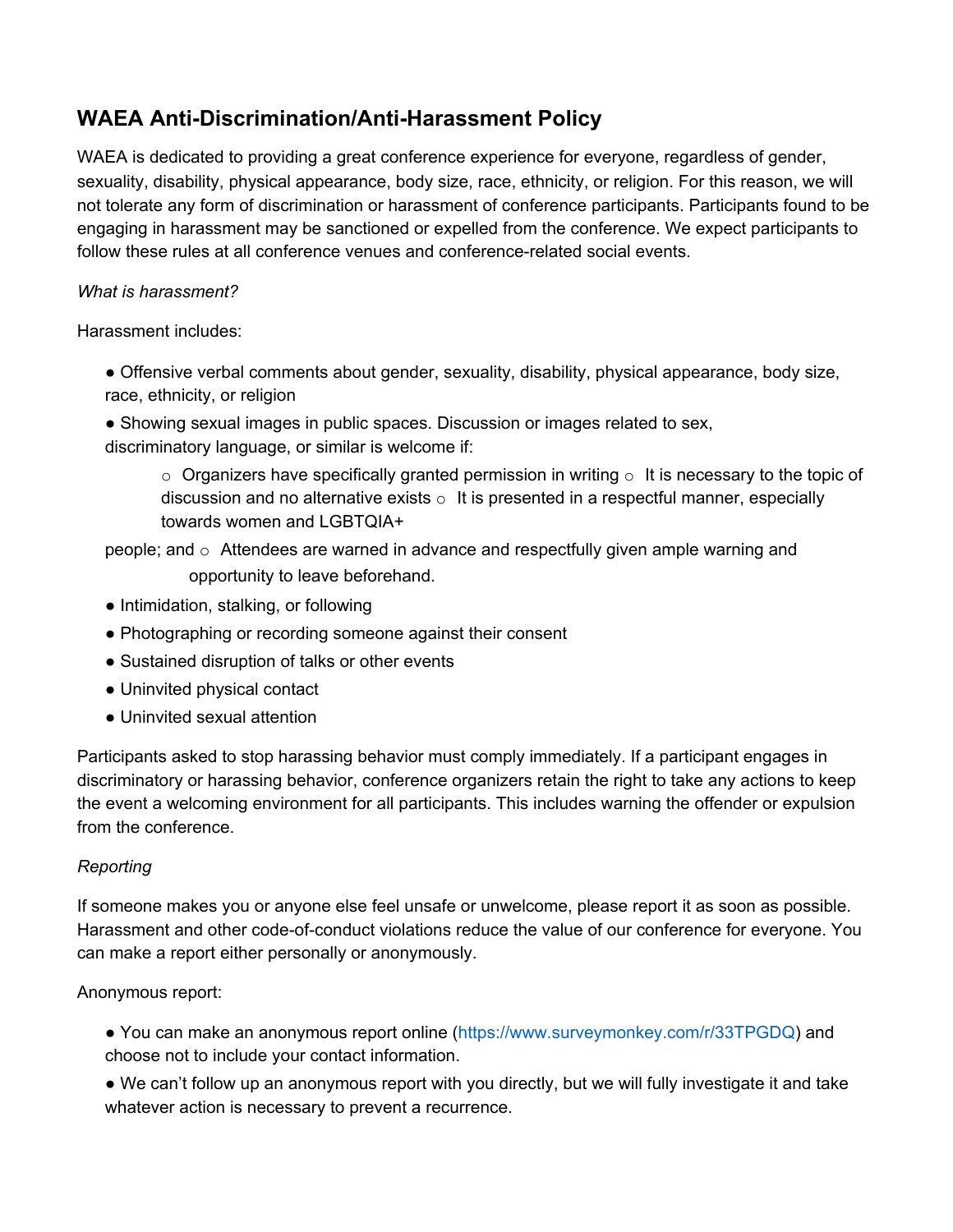## WAEA Anti-Discrimination/Anti-Harassment Policy

WAEA is dedicated to providing a great conference experience for everyone, regardless of gender, sexuality, disability, physical appearance, body size, race, ethnicity, or religion. For this reason, we will not tolerate any form of discrimination or harassment of conference participants. Participants found to be engaging in harassment may be sanctioned or expelled from the conference. We expect participants to follow these rules at all conference venues and conference-related social events.

*What is harassment?*

Harassment includes:

- Offensive verbal comments about gender, sexuality, disability, physical appearance, body size, race, ethnicity, or religion
- Showing sexual images in public spaces. Discussion or images related to sex, discriminatory language, or similar is welcome if:
    - Organizers have specifically granted permission in writing
    - It is necessary to the topic of discussion and no alternative exists
    - It is presented in a respectful manner, especially towards women and LGBTQIA+ people; and
    - Attendees are warned in advance and respectfully given ample warning and opportunity to leave beforehand.
- Intimidation, stalking, or following
- Photographing or recording someone against their consent
- Sustained disruption of talks or other events
- Uninvited physical contact
- Uninvited sexual attention

Participants asked to stop harassing behavior must comply immediately. If a participant engages in discriminatory or harassing behavior, conference organizers retain the right to take any actions to keep the event a welcoming environment for all participants. This includes warning the offender or expulsion from the conference.

*Reporting*

If someone makes you or anyone else feel unsafe or unwelcome, please report it as soon as possible. Harassment and other code-of-conduct violations reduce the value of our conference for everyone. You can make a report either personally or anonymously.

Anonymous report:

- You can make an anonymous report online (https://www.surveymonkey.com/r/33TPGDQ) and choose not to include your contact information.
- We can't follow up an anonymous report with you directly, but we will fully investigate it and take whatever action is necessary to prevent a recurrence.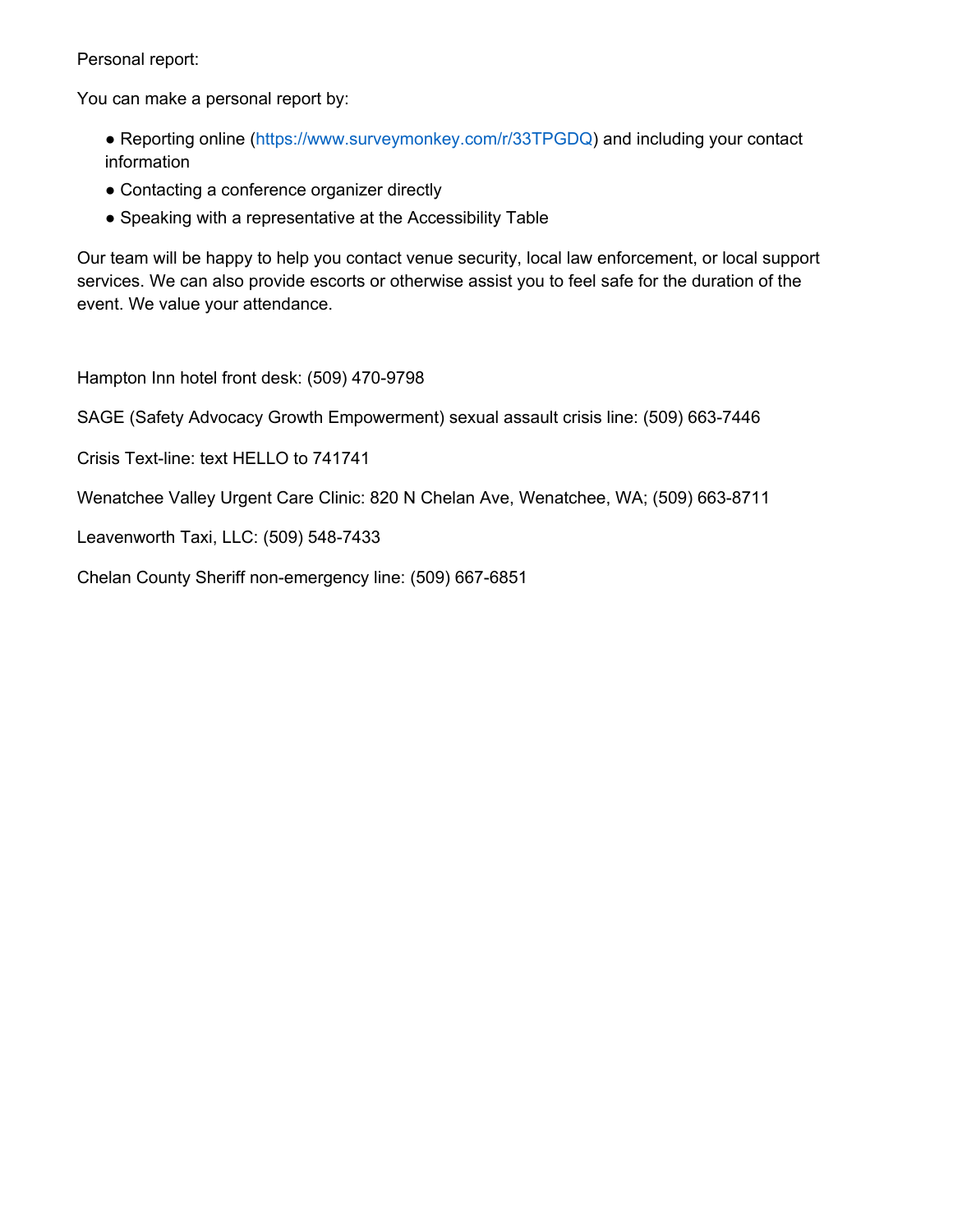Personal report:

You can make a personal report by:

- Reporting online (https://www.surveymonkey.com/r/33TPGDQ) and including your contact information
- Contacting a conference organizer directly
- Speaking with a representative at the Accessibility Table

Our team will be happy to help you contact venue security, local law enforcement, or local support services. We can also provide escorts or otherwise assist you to feel safe for the duration of the event. We value your attendance.

Hampton Inn hotel front desk: (509) 470-9798

SAGE (Safety Advocacy Growth Empowerment) sexual assault crisis line: (509) 663-7446

Crisis Text-line: text HELLO to 741741

Wenatchee Valley Urgent Care Clinic: 820 N Chelan Ave, Wenatchee, WA; (509) 663-8711

Leavenworth Taxi, LLC: (509) 548-7433

Chelan County Sheriff non-emergency line: (509) 667-6851